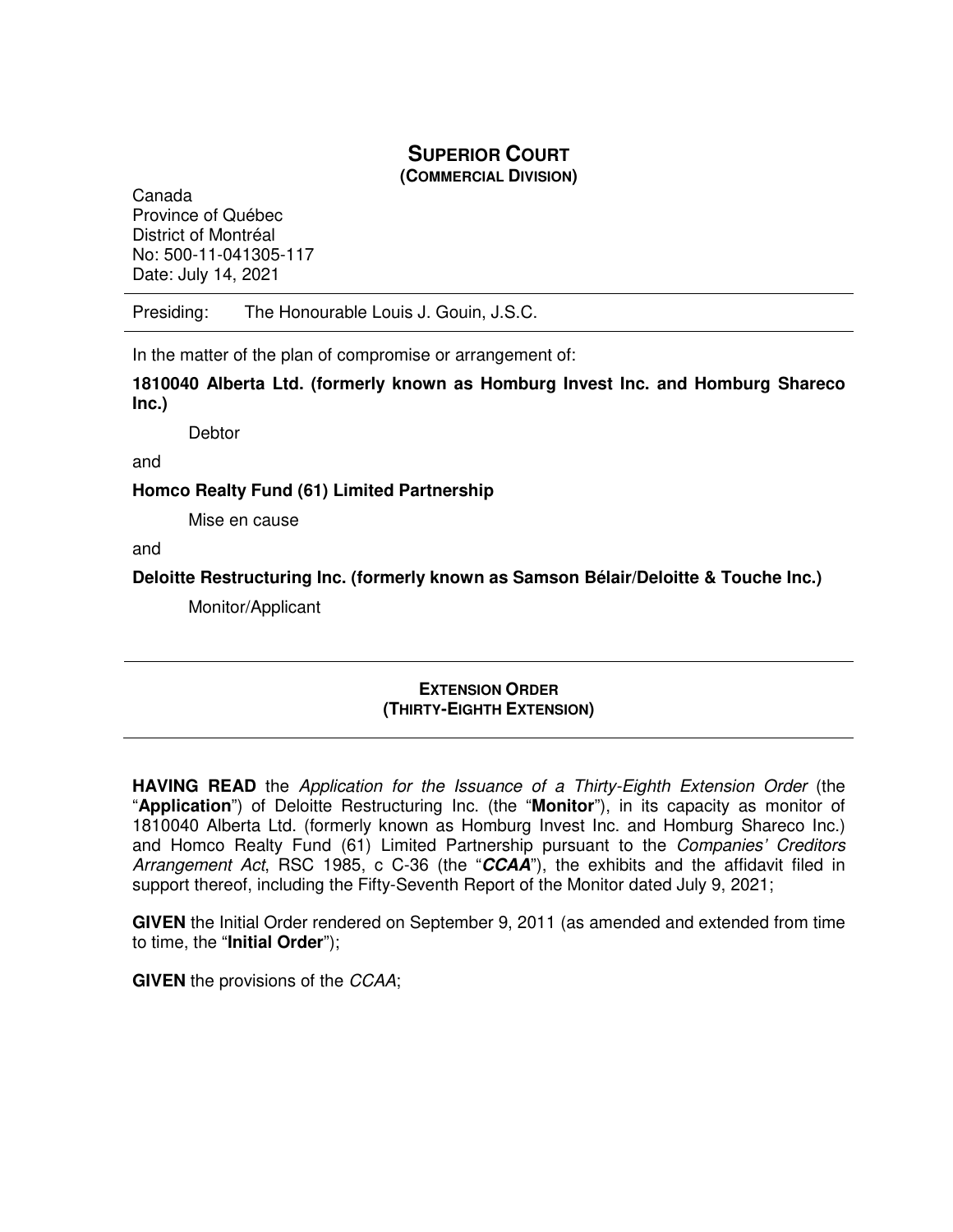# SUPERIOR COURT
**(COMMERCIAL DIVISION)**

Canada
Province of Québec
District of Montréal
No: 500-11-041305-117
Date: July 14, 2021

---

Presiding: The Honourable Louis J. Gouin, J.S.C.

---

In the matter of the plan of compromise or arrangement of:

**1810040 Alberta Ltd. (formerly known as Homburg Invest Inc. and Homburg Shareco Inc.)**

Debtor

and

**Homco Realty Fund (61) Limited Partnership**

Mise en cause

and

**Deloitte Restructuring Inc. (formerly known as Samson Bélair/Deloitte & Touche Inc.)**

Monitor/Applicant

---

**EXTENSION ORDER**
**(THIRTY-EIGHTH EXTENSION)**

---

**HAVING READ** the *Application for the Issuance of a Thirty-Eighth Extension Order* (the "**Application**") of Deloitte Restructuring Inc. (the "**Monitor**"), in its capacity as monitor of 1810040 Alberta Ltd. (formerly known as Homburg Invest Inc. and Homburg Shareco Inc.) and Homco Realty Fund (61) Limited Partnership pursuant to the *Companies' Creditors Arrangement Act*, RSC 1985, c C-36 (the "***CCAA***"), the exhibits and the affidavit filed in support thereof, including the Fifty-Seventh Report of the Monitor dated July 9, 2021;

**GIVEN** the Initial Order rendered on September 9, 2011 (as amended and extended from time to time, the "**Initial Order**");

**GIVEN** the provisions of the *CCAA*;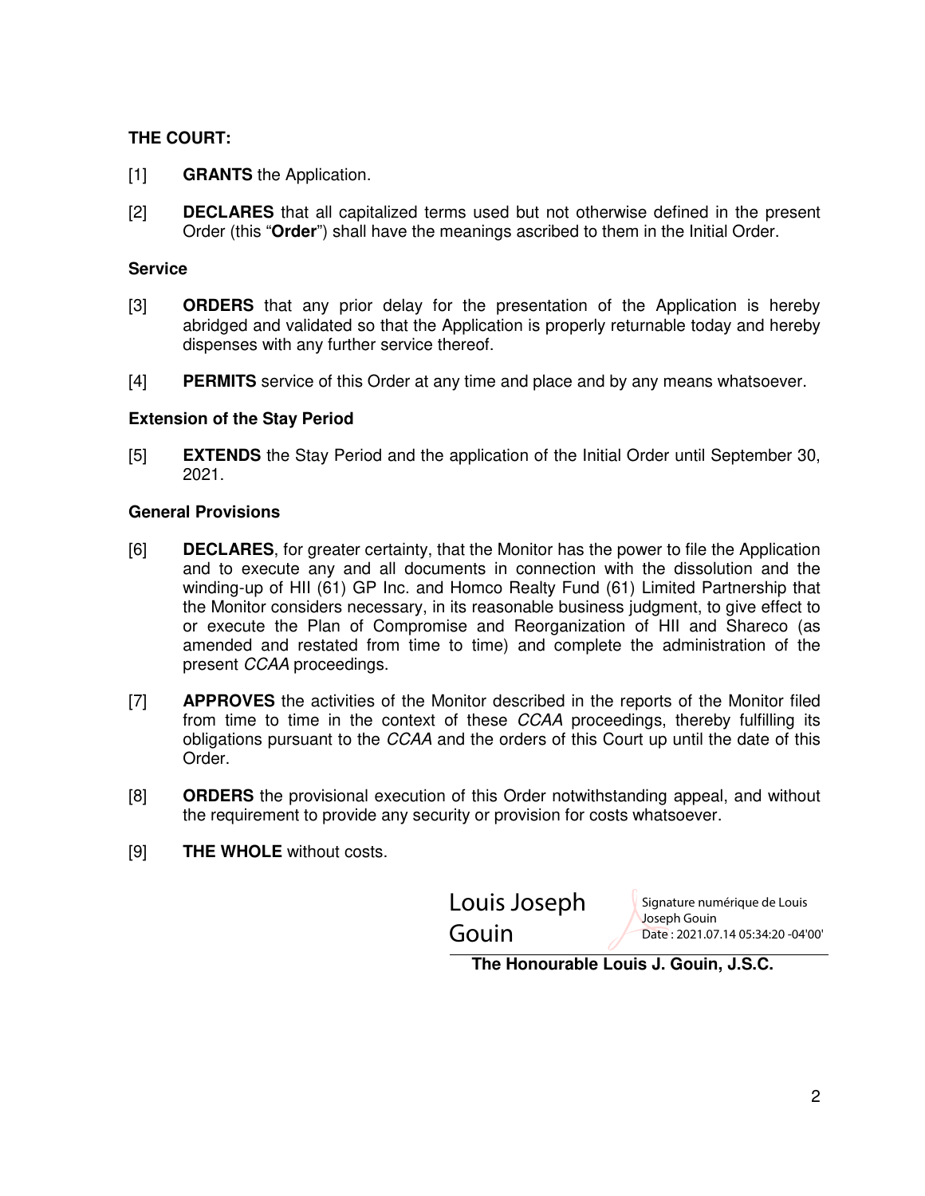**THE COURT:**

[1] **GRANTS** the Application.

[2] **DECLARES** that all capitalized terms used but not otherwise defined in the present Order (this "**Order**") shall have the meanings ascribed to them in the Initial Order.

**Service**

[3] **ORDERS** that any prior delay for the presentation of the Application is hereby abridged and validated so that the Application is properly returnable today and hereby dispenses with any further service thereof.

[4] **PERMITS** service of this Order at any time and place and by any means whatsoever.

**Extension of the Stay Period**

[5] **EXTENDS** the Stay Period and the application of the Initial Order until September 30, 2021.

**General Provisions**

[6] **DECLARES**, for greater certainty, that the Monitor has the power to file the Application and to execute any and all documents in connection with the dissolution and the winding-up of HII (61) GP Inc. and Homco Realty Fund (61) Limited Partnership that the Monitor considers necessary, in its reasonable business judgment, to give effect to or execute the Plan of Compromise and Reorganization of HII and Shareco (as amended and restated from time to time) and complete the administration of the present *CCAA* proceedings.

[7] **APPROVES** the activities of the Monitor described in the reports of the Monitor filed from time to time in the context of these *CCAA* proceedings, thereby fulfilling its obligations pursuant to the *CCAA* and the orders of this Court up until the date of this Order.

[8] **ORDERS** the provisional execution of this Order notwithstanding appeal, and without the requirement to provide any security or provision for costs whatsoever.

[9] **THE WHOLE** without costs.

Louis Joseph Gouin — Signature numérique de Louis Joseph Gouin
Date : 2021.07.14 05:34:20 -04'00'

**The Honourable Louis J. Gouin, J.S.C.**